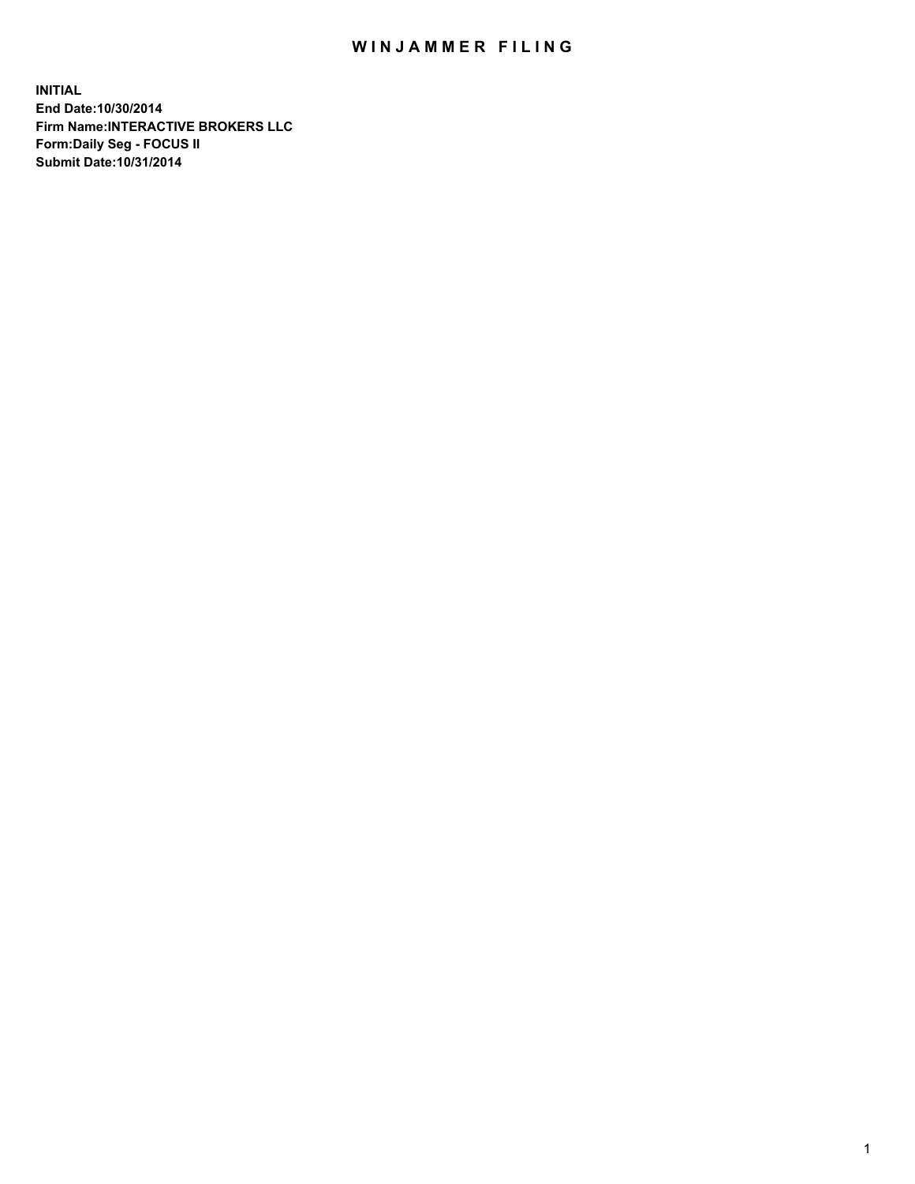# WINJAMMER FILING

**INITIAL**
**End Date:10/30/2014**
**Firm Name:INTERACTIVE BROKERS LLC**
**Form:Daily Seg - FOCUS II**
**Submit Date:10/31/2014**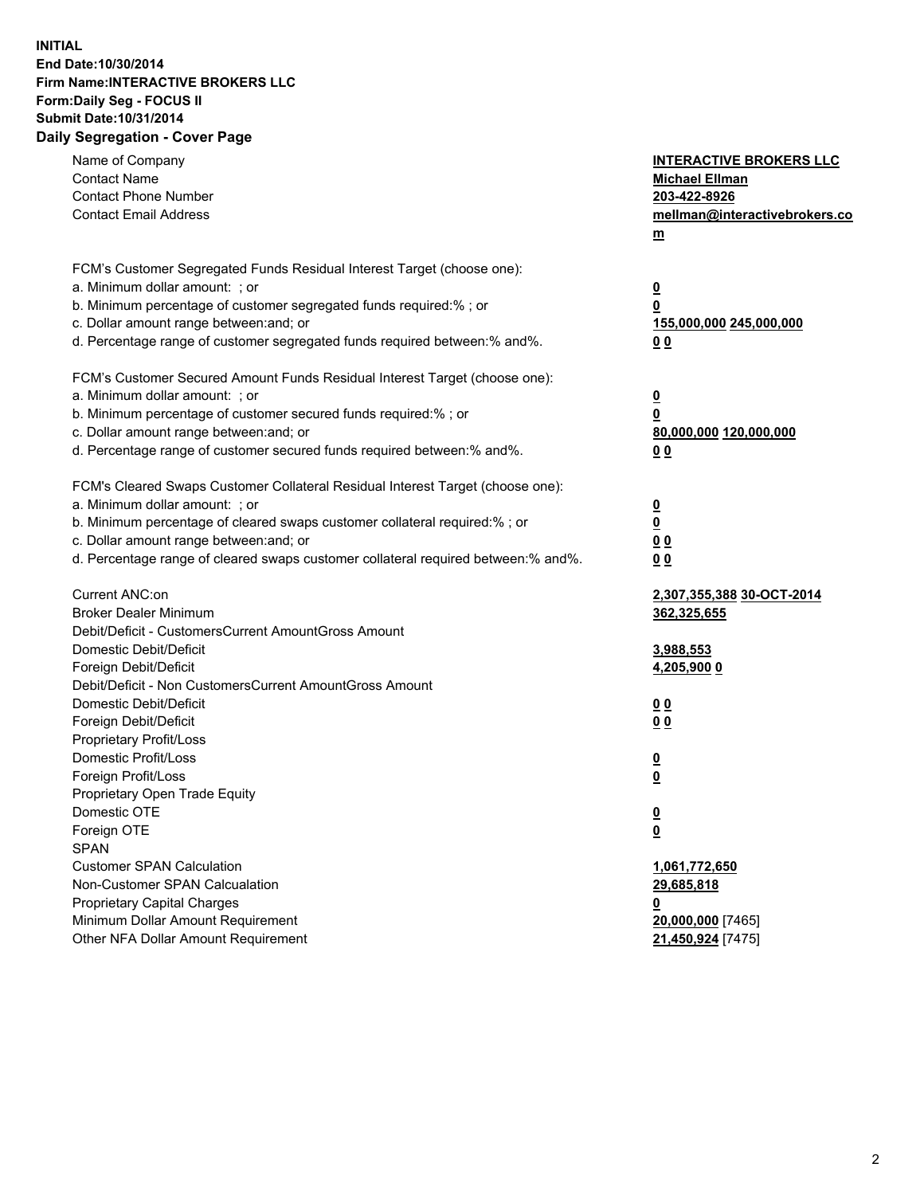**INITIAL**
**End Date:10/30/2014**
**Firm Name:INTERACTIVE BROKERS LLC**
**Form:Daily Seg - FOCUS II**
**Submit Date:10/31/2014**

## Daily Segregation - Cover Page

| | |
|---|---|
| Name of Company | **INTERACTIVE BROKERS LLC** |
| Contact Name | **Michael Ellman** |
| Contact Phone Number | **203-422-8926** |
| Contact Email Address | **mellman@interactivebrokers.com** |
| | |
| FCM's Customer Segregated Funds Residual Interest Target (choose one): | |
| a. Minimum dollar amount: ; or | **0** |
| b. Minimum percentage of customer segregated funds required:% ; or | **0** |
| c. Dollar amount range between:and; or | **155,000,000 245,000,000** |
| d. Percentage range of customer segregated funds required between:% and%. | **0 0** |
| | |
| FCM's Customer Secured Amount Funds Residual Interest Target (choose one): | |
| a. Minimum dollar amount: ; or | **0** |
| b. Minimum percentage of customer secured funds required:% ; or | **0** |
| c. Dollar amount range between:and; or | **80,000,000 120,000,000** |
| d. Percentage range of customer secured funds required between:% and%. | **0 0** |
| | |
| FCM's Cleared Swaps Customer Collateral Residual Interest Target (choose one): | |
| a. Minimum dollar amount: ; or | **0** |
| b. Minimum percentage of cleared swaps customer collateral required:% ; or | **0** |
| c. Dollar amount range between:and; or | **0 0** |
| d. Percentage range of cleared swaps customer collateral required between:% and%. | **0 0** |
| | |
| Current ANC:on | **2,307,355,388 30-OCT-2014** |
| Broker Dealer Minimum | **362,325,655** |
| Debit/Deficit - CustomersCurrent AmountGross Amount | |
| Domestic Debit/Deficit | **3,988,553** |
| Foreign Debit/Deficit | **4,205,900 0** |
| Debit/Deficit - Non CustomersCurrent AmountGross Amount | |
| Domestic Debit/Deficit | **0 0** |
| Foreign Debit/Deficit | **0 0** |
| Proprietary Profit/Loss | |
| Domestic Profit/Loss | **0** |
| Foreign Profit/Loss | **0** |
| Proprietary Open Trade Equity | |
| Domestic OTE | **0** |
| Foreign OTE | **0** |
| SPAN | |
| Customer SPAN Calculation | **1,061,772,650** |
| Non-Customer SPAN Calcualation | **29,685,818** |
| Proprietary Capital Charges | **0** |
| Minimum Dollar Amount Requirement | **20,000,000** [7465] |
| Other NFA Dollar Amount Requirement | **21,450,924** [7475] |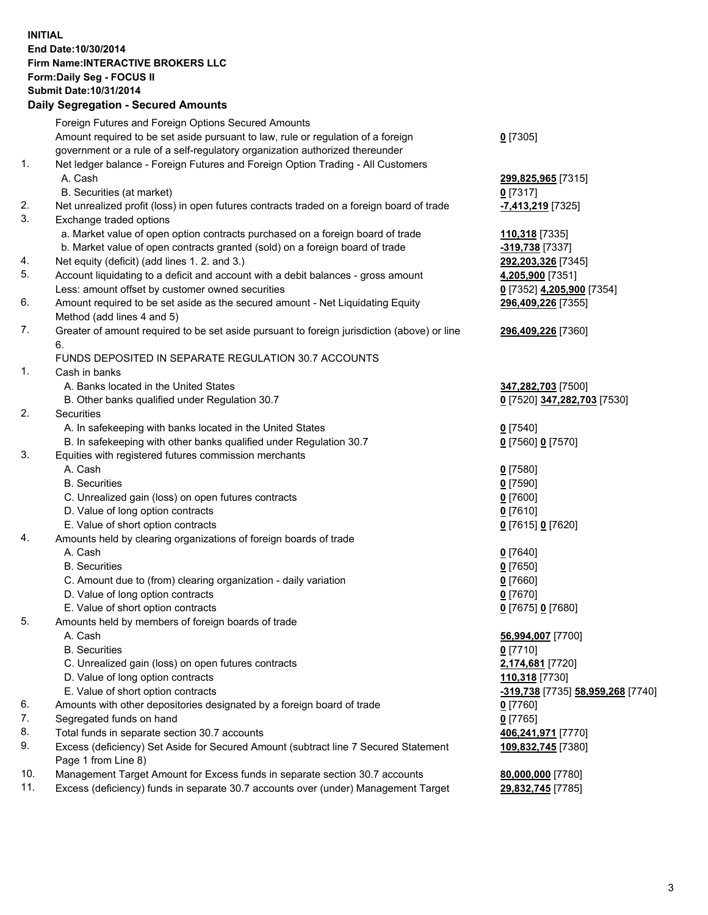**INITIAL**
**End Date:10/30/2014**
**Firm Name:INTERACTIVE BROKERS LLC**
**Form:Daily Seg - FOCUS II**
**Submit Date:10/31/2014**

## Daily Segregation - Secured Amounts

| | | |
|---|---|---|
| | Foreign Futures and Foreign Options Secured Amounts | |
| | Amount required to be set aside pursuant to law, rule or regulation of a foreign government or a rule of a self-regulatory organization authorized thereunder | **0** [7305] |
| 1. | Net ledger balance - Foreign Futures and Foreign Option Trading - All Customers | |
| | A. Cash | **299,825,965** [7315] |
| | B. Securities (at market) | **0** [7317] |
| 2. | Net unrealized profit (loss) in open futures contracts traded on a foreign board of trade | **-7,413,219** [7325] |
| 3. | Exchange traded options | |
| | a. Market value of open option contracts purchased on a foreign board of trade | **110,318** [7335] |
| | b. Market value of open contracts granted (sold) on a foreign board of trade | **-319,738** [7337] |
| 4. | Net equity (deficit) (add lines 1. 2. and 3.) | **292,203,326** [7345] |
| 5. | Account liquidating to a deficit and account with a debit balances - gross amount | **4,205,900** [7351] |
| | Less: amount offset by customer owned securities | **0** [7352] **4,205,900** [7354] |
| 6. | Amount required to be set aside as the secured amount - Net Liquidating Equity Method (add lines 4 and 5) | **296,409,226** [7355] |
| 7. | Greater of amount required to be set aside pursuant to foreign jurisdiction (above) or line 6. | **296,409,226** [7360] |
| | FUNDS DEPOSITED IN SEPARATE REGULATION 30.7 ACCOUNTS | |
| 1. | Cash in banks | |
| | A. Banks located in the United States | **347,282,703** [7500] |
| | B. Other banks qualified under Regulation 30.7 | **0** [7520] **347,282,703** [7530] |
| 2. | Securities | |
| | A. In safekeeping with banks located in the United States | **0** [7540] |
| | B. In safekeeping with other banks qualified under Regulation 30.7 | **0** [7560] **0** [7570] |
| 3. | Equities with registered futures commission merchants | |
| | A. Cash | **0** [7580] |
| | B. Securities | **0** [7590] |
| | C. Unrealized gain (loss) on open futures contracts | **0** [7600] |
| | D. Value of long option contracts | **0** [7610] |
| | E. Value of short option contracts | **0** [7615] **0** [7620] |
| 4. | Amounts held by clearing organizations of foreign boards of trade | |
| | A. Cash | **0** [7640] |
| | B. Securities | **0** [7650] |
| | C. Amount due to (from) clearing organization - daily variation | **0** [7660] |
| | D. Value of long option contracts | **0** [7670] |
| | E. Value of short option contracts | **0** [7675] **0** [7680] |
| 5. | Amounts held by members of foreign boards of trade | |
| | A. Cash | **56,994,007** [7700] |
| | B. Securities | **0** [7710] |
| | C. Unrealized gain (loss) on open futures contracts | **2,174,681** [7720] |
| | D. Value of long option contracts | **110,318** [7730] |
| | E. Value of short option contracts | **-319,738** [7735] **58,959,268** [7740] |
| 6. | Amounts with other depositories designated by a foreign board of trade | **0** [7760] |
| 7. | Segregated funds on hand | **0** [7765] |
| 8. | Total funds in separate section 30.7 accounts | **406,241,971** [7770] |
| 9. | Excess (deficiency) Set Aside for Secured Amount (subtract line 7 Secured Statement Page 1 from Line 8) | **109,832,745** [7380] |
| 10. | Management Target Amount for Excess funds in separate section 30.7 accounts | **80,000,000** [7780] |
| 11. | Excess (deficiency) funds in separate 30.7 accounts over (under) Management Target | **29,832,745** [7785] |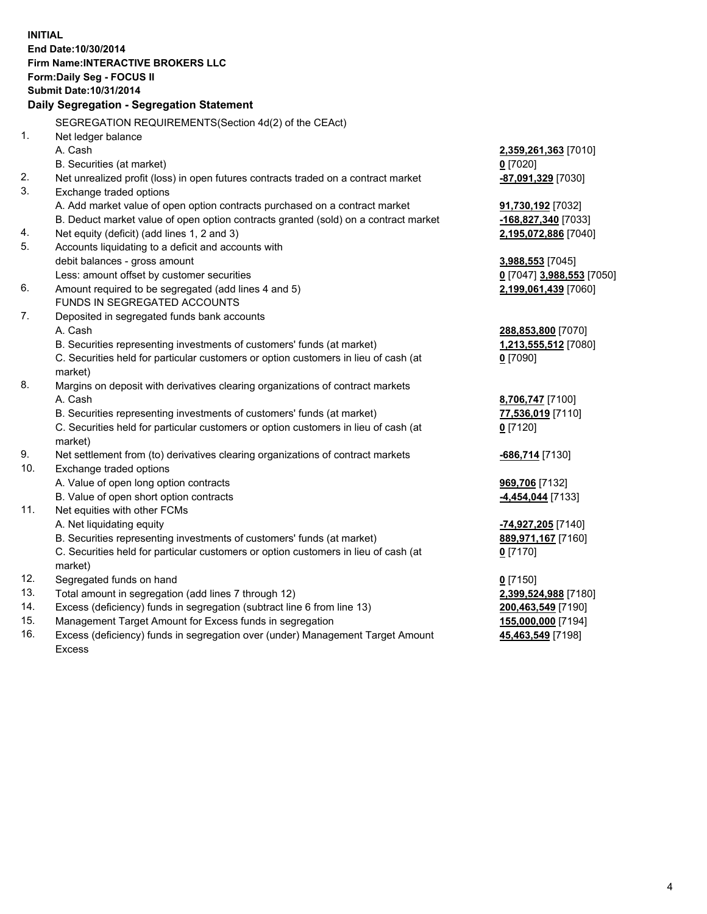**INITIAL**
**End Date:10/30/2014**
**Firm Name:INTERACTIVE BROKERS LLC**
**Form:Daily Seg - FOCUS II**
**Submit Date:10/31/2014**

**Daily Segregation - Segregation Statement**

SEGREGATION REQUIREMENTS(Section 4d(2) of the CEAct)

| | | |
|---|---|---|
| 1. | Net ledger balance | |
| | A. Cash | **2,359,261,363** [7010] |
| | B. Securities (at market) | **0** [7020] |
| 2. | Net unrealized profit (loss) in open futures contracts traded on a contract market | **-87,091,329** [7030] |
| 3. | Exchange traded options | |
| | A. Add market value of open option contracts purchased on a contract market | **91,730,192** [7032] |
| | B. Deduct market value of open option contracts granted (sold) on a contract market | **-168,827,340** [7033] |
| 4. | Net equity (deficit) (add lines 1, 2 and 3) | **2,195,072,886** [7040] |
| 5. | Accounts liquidating to a deficit and accounts with | |
| | debit balances - gross amount | **3,988,553** [7045] |
| | Less: amount offset by customer securities | **0** [7047] **3,988,553** [7050] |
| 6. | Amount required to be segregated (add lines 4 and 5) | **2,199,061,439** [7060] |
| | FUNDS IN SEGREGATED ACCOUNTS | |
| 7. | Deposited in segregated funds bank accounts | |
| | A. Cash | **288,853,800** [7070] |
| | B. Securities representing investments of customers' funds (at market) | **1,213,555,512** [7080] |
| | C. Securities held for particular customers or option customers in lieu of cash (at market) | **0** [7090] |
| 8. | Margins on deposit with derivatives clearing organizations of contract markets | |
| | A. Cash | **8,706,747** [7100] |
| | B. Securities representing investments of customers' funds (at market) | **77,536,019** [7110] |
| | C. Securities held for particular customers or option customers in lieu of cash (at market) | **0** [7120] |
| 9. | Net settlement from (to) derivatives clearing organizations of contract markets | **-686,714** [7130] |
| 10. | Exchange traded options | |
| | A. Value of open long option contracts | **969,706** [7132] |
| | B. Value of open short option contracts | **-4,454,044** [7133] |
| 11. | Net equities with other FCMs | |
| | A. Net liquidating equity | **-74,927,205** [7140] |
| | B. Securities representing investments of customers' funds (at market) | **889,971,167** [7160] |
| | C. Securities held for particular customers or option customers in lieu of cash (at market) | **0** [7170] |
| 12. | Segregated funds on hand | **0** [7150] |
| 13. | Total amount in segregation (add lines 7 through 12) | **2,399,524,988** [7180] |
| 14. | Excess (deficiency) funds in segregation (subtract line 6 from line 13) | **200,463,549** [7190] |
| 15. | Management Target Amount for Excess funds in segregation | **155,000,000** [7194] |
| 16. | Excess (deficiency) funds in segregation over (under) Management Target Amount Excess | **45,463,549** [7198] |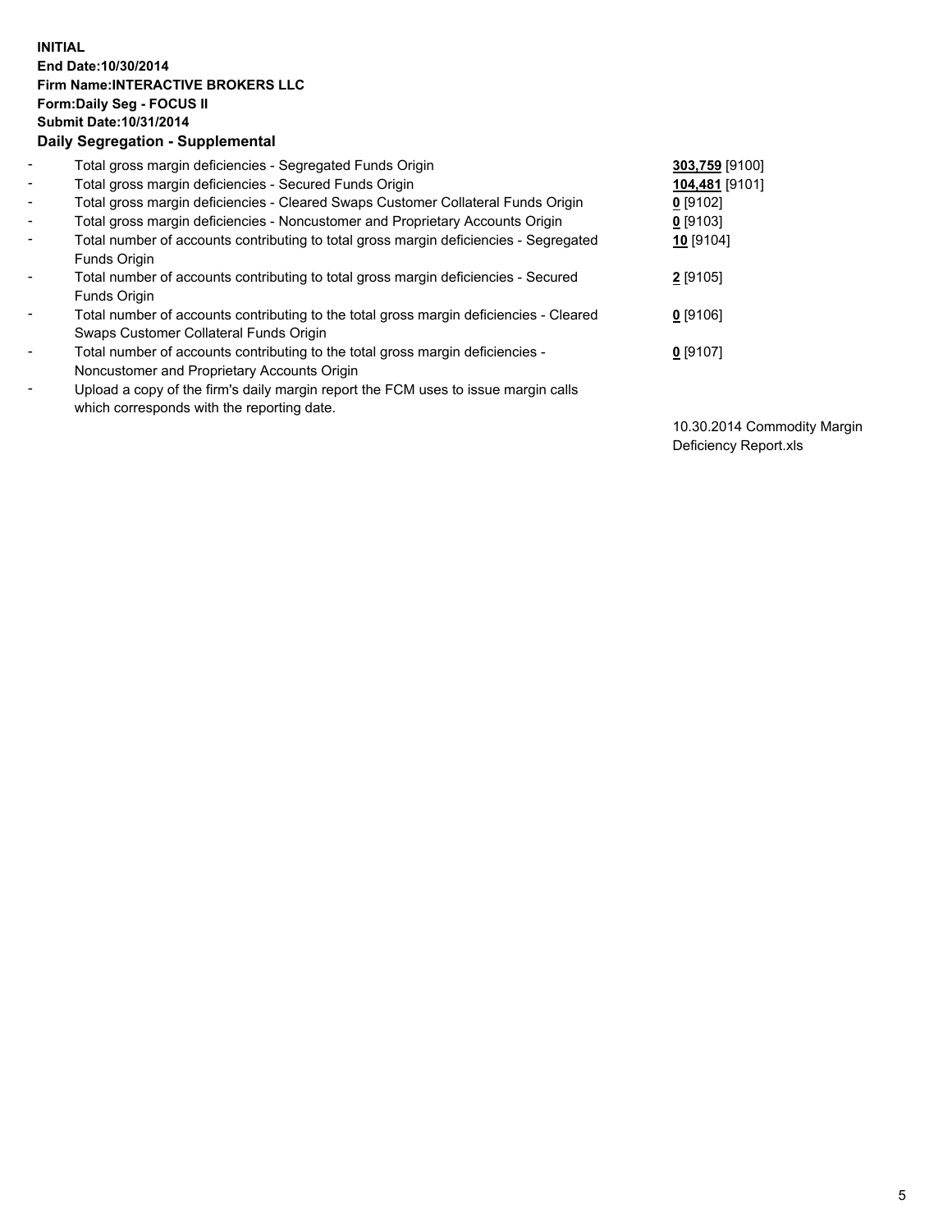**INITIAL**
**End Date:10/30/2014**
**Firm Name:INTERACTIVE BROKERS LLC**
**Form:Daily Seg - FOCUS II**
**Submit Date:10/31/2014**

**Daily Segregation - Supplemental**

| | | |
|---|---|---|
| - | Total gross margin deficiencies - Segregated Funds Origin | **303,759** [9100] |
| - | Total gross margin deficiencies - Secured Funds Origin | **104,481** [9101] |
| - | Total gross margin deficiencies - Cleared Swaps Customer Collateral Funds Origin | **0** [9102] |
| - | Total gross margin deficiencies - Noncustomer and Proprietary Accounts Origin | **0** [9103] |
| - | Total number of accounts contributing to total gross margin deficiencies - Segregated Funds Origin | **10** [9104] |
| - | Total number of accounts contributing to total gross margin deficiencies - Secured Funds Origin | **2** [9105] |
| - | Total number of accounts contributing to the total gross margin deficiencies - Cleared Swaps Customer Collateral Funds Origin | **0** [9106] |
| - | Total number of accounts contributing to the total gross margin deficiencies - Noncustomer and Proprietary Accounts Origin | **0** [9107] |
| - | Upload a copy of the firm's daily margin report the FCM uses to issue margin calls which corresponds with the reporting date. | 10.30.2014 Commodity Margin Deficiency Report.xls |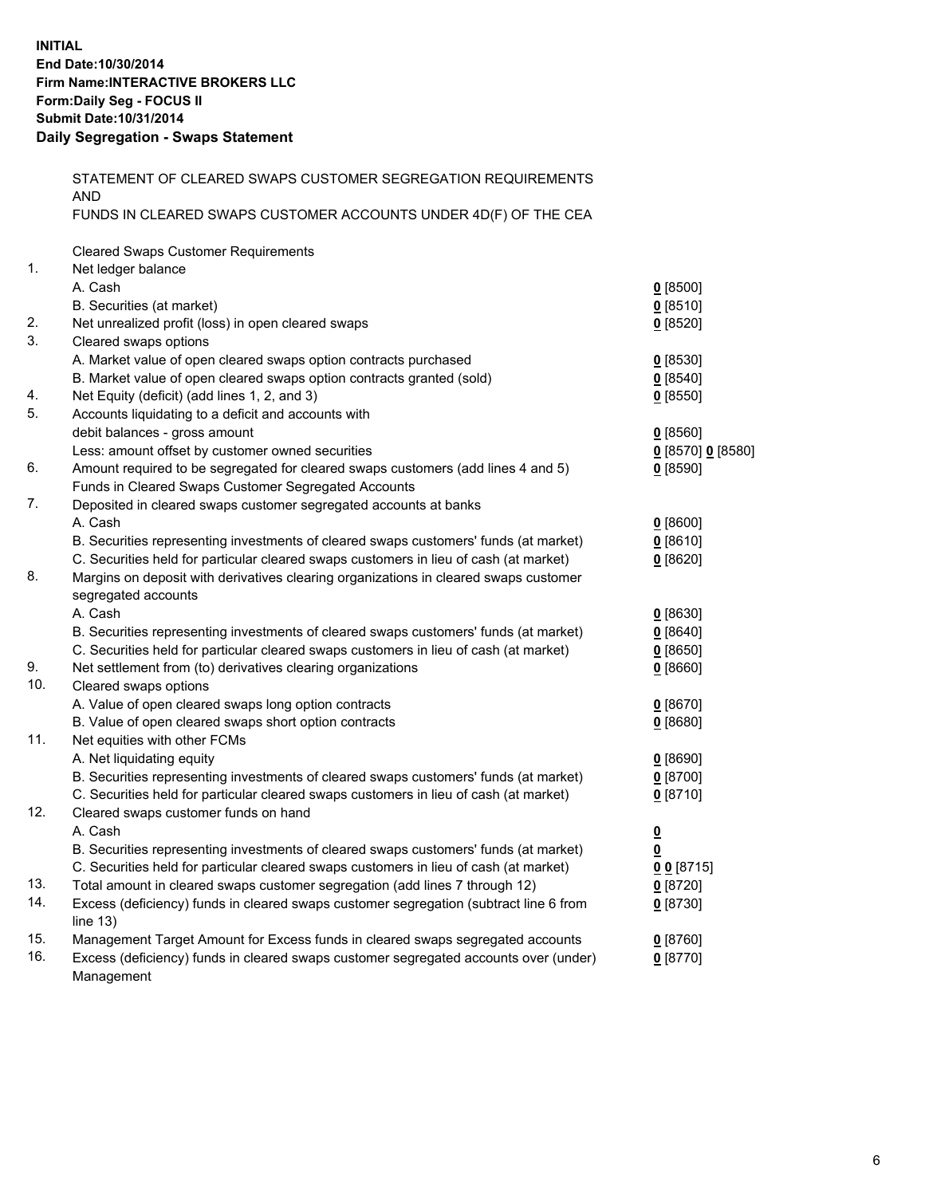**INITIAL**
**End Date:10/30/2014**
**Firm Name:INTERACTIVE BROKERS LLC**
**Form:Daily Seg - FOCUS II**
**Submit Date:10/31/2014**
**Daily Segregation - Swaps Statement**

STATEMENT OF CLEARED SWAPS CUSTOMER SEGREGATION REQUIREMENTS
AND
FUNDS IN CLEARED SWAPS CUSTOMER ACCOUNTS UNDER 4D(F) OF THE CEA

| | | |
|---|---|---|
| | Cleared Swaps Customer Requirements | |
| 1. | Net ledger balance | |
| | A. Cash | 0 [8500] |
| | B. Securities (at market) | 0 [8510] |
| 2. | Net unrealized profit (loss) in open cleared swaps | 0 [8520] |
| 3. | Cleared swaps options | |
| | A. Market value of open cleared swaps option contracts purchased | 0 [8530] |
| | B. Market value of open cleared swaps option contracts granted (sold) | 0 [8540] |
| 4. | Net Equity (deficit) (add lines 1, 2, and 3) | 0 [8550] |
| 5. | Accounts liquidating to a deficit and accounts with | |
| | debit balances - gross amount | 0 [8560] |
| | Less: amount offset by customer owned securities | 0 [8570] 0 [8580] |
| 6. | Amount required to be segregated for cleared swaps customers (add lines 4 and 5) | 0 [8590] |
| | Funds in Cleared Swaps Customer Segregated Accounts | |
| 7. | Deposited in cleared swaps customer segregated accounts at banks | |
| | A. Cash | 0 [8600] |
| | B. Securities representing investments of cleared swaps customers' funds (at market) | 0 [8610] |
| | C. Securities held for particular cleared swaps customers in lieu of cash (at market) | 0 [8620] |
| 8. | Margins on deposit with derivatives clearing organizations in cleared swaps customer segregated accounts | |
| | A. Cash | 0 [8630] |
| | B. Securities representing investments of cleared swaps customers' funds (at market) | 0 [8640] |
| | C. Securities held for particular cleared swaps customers in lieu of cash (at market) | 0 [8650] |
| 9. | Net settlement from (to) derivatives clearing organizations | 0 [8660] |
| 10. | Cleared swaps options | |
| | A. Value of open cleared swaps long option contracts | 0 [8670] |
| | B. Value of open cleared swaps short option contracts | 0 [8680] |
| 11. | Net equities with other FCMs | |
| | A. Net liquidating equity | 0 [8690] |
| | B. Securities representing investments of cleared swaps customers' funds (at market) | 0 [8700] |
| | C. Securities held for particular cleared swaps customers in lieu of cash (at market) | 0 [8710] |
| 12. | Cleared swaps customer funds on hand | |
| | A. Cash | 0 |
| | B. Securities representing investments of cleared swaps customers' funds (at market) | 0 |
| | C. Securities held for particular cleared swaps customers in lieu of cash (at market) | 0 0 [8715] |
| 13. | Total amount in cleared swaps customer segregation (add lines 7 through 12) | 0 [8720] |
| 14. | Excess (deficiency) funds in cleared swaps customer segregation (subtract line 6 from line 13) | 0 [8730] |
| 15. | Management Target Amount for Excess funds in cleared swaps segregated accounts | 0 [8760] |
| 16. | Excess (deficiency) funds in cleared swaps customer segregated accounts over (under) Management | 0 [8770] |